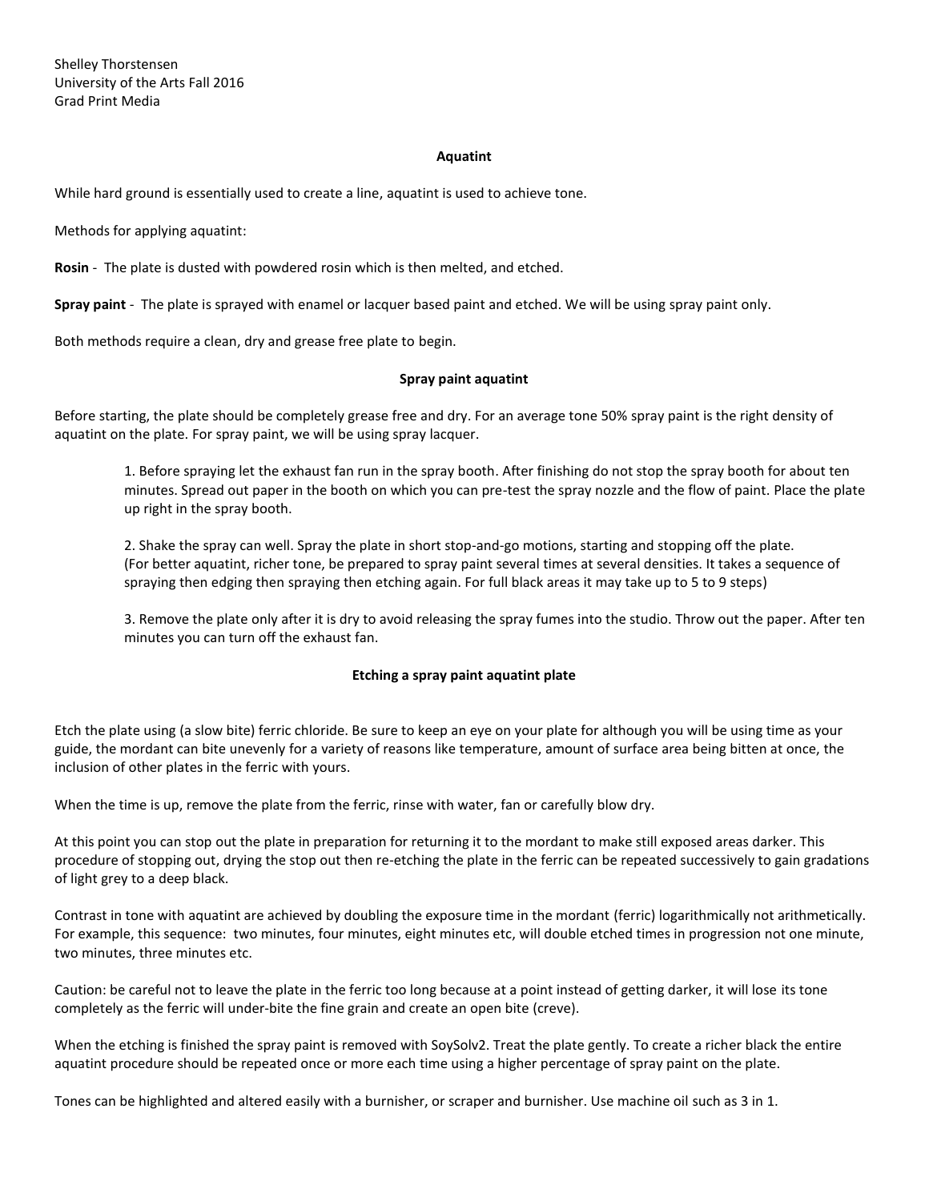Shelley Thorstensen
University of the Arts Fall 2016
Grad Print Media

## Aquatint

While hard ground is essentially used to create a line, aquatint is used to achieve tone.

Methods for applying aquatint:

**Rosin** - The plate is dusted with powdered rosin which is then melted, and etched.

**Spray paint** - The plate is sprayed with enamel or lacquer based paint and etched. We will be using spray paint only.

Both methods require a clean, dry and grease free plate to begin.

### Spray paint aquatint

Before starting, the plate should be completely grease free and dry. For an average tone 50% spray paint is the right density of aquatint on the plate. For spray paint, we will be using spray lacquer.

1. Before spraying let the exhaust fan run in the spray booth. After finishing do not stop the spray booth for about ten minutes. Spread out paper in the booth on which you can pre-test the spray nozzle and the flow of paint. Place the plate up right in the spray booth.

2. Shake the spray can well. Spray the plate in short stop-and-go motions, starting and stopping off the plate. (For better aquatint, richer tone, be prepared to spray paint several times at several densities. It takes a sequence of spraying then edging then spraying then etching again. For full black areas it may take up to 5 to 9 steps)

3. Remove the plate only after it is dry to avoid releasing the spray fumes into the studio. Throw out the paper. After ten minutes you can turn off the exhaust fan.

### Etching a spray paint aquatint plate

Etch the plate using (a slow bite) ferric chloride. Be sure to keep an eye on your plate for although you will be using time as your guide, the mordant can bite unevenly for a variety of reasons like temperature, amount of surface area being bitten at once, the inclusion of other plates in the ferric with yours.

When the time is up, remove the plate from the ferric, rinse with water, fan or carefully blow dry.

At this point you can stop out the plate in preparation for returning it to the mordant to make still exposed areas darker. This procedure of stopping out, drying the stop out then re-etching the plate in the ferric can be repeated successively to gain gradations of light grey to a deep black.

Contrast in tone with aquatint are achieved by doubling the exposure time in the mordant (ferric) logarithmically not arithmetically. For example, this sequence: two minutes, four minutes, eight minutes etc, will double etched times in progression not one minute, two minutes, three minutes etc.

Caution: be careful not to leave the plate in the ferric too long because at a point instead of getting darker, it will lose its tone completely as the ferric will under-bite the fine grain and create an open bite (creve).

When the etching is finished the spray paint is removed with SoySolv2. Treat the plate gently. To create a richer black the entire aquatint procedure should be repeated once or more each time using a higher percentage of spray paint on the plate.

Tones can be highlighted and altered easily with a burnisher, or scraper and burnisher. Use machine oil such as 3 in 1.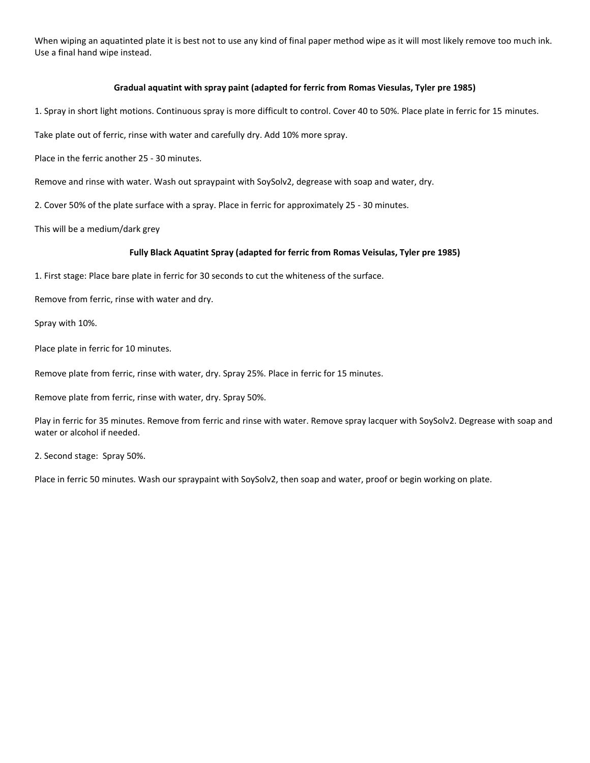When wiping an aquatinted plate it is best not to use any kind of final paper method wipe as it will most likely remove too much ink. Use a final hand wipe instead.

**Gradual aquatint with spray paint (adapted for ferric from Romas Viesulas, Tyler pre 1985)**

1. Spray in short light motions. Continuous spray is more difficult to control. Cover 40 to 50%. Place plate in ferric for 15 minutes.

Take plate out of ferric, rinse with water and carefully dry. Add 10% more spray.

Place in the ferric another 25 - 30 minutes.

Remove and rinse with water. Wash out spraypaint with SoySolv2, degrease with soap and water, dry.

2. Cover 50% of the plate surface with a spray. Place in ferric for approximately 25 - 30 minutes.

This will be a medium/dark grey

**Fully Black Aquatint Spray (adapted for ferric from Romas Veisulas, Tyler pre 1985)**

1. First stage: Place bare plate in ferric for 30 seconds to cut the whiteness of the surface.

Remove from ferric, rinse with water and dry.

Spray with 10%.

Place plate in ferric for 10 minutes.

Remove plate from ferric, rinse with water, dry. Spray 25%. Place in ferric for 15 minutes.

Remove plate from ferric, rinse with water, dry. Spray 50%.

Play in ferric for 35 minutes. Remove from ferric and rinse with water. Remove spray lacquer with SoySolv2. Degrease with soap and water or alcohol if needed.

2. Second stage: Spray 50%.

Place in ferric 50 minutes. Wash our spraypaint with SoySolv2, then soap and water, proof or begin working on plate.